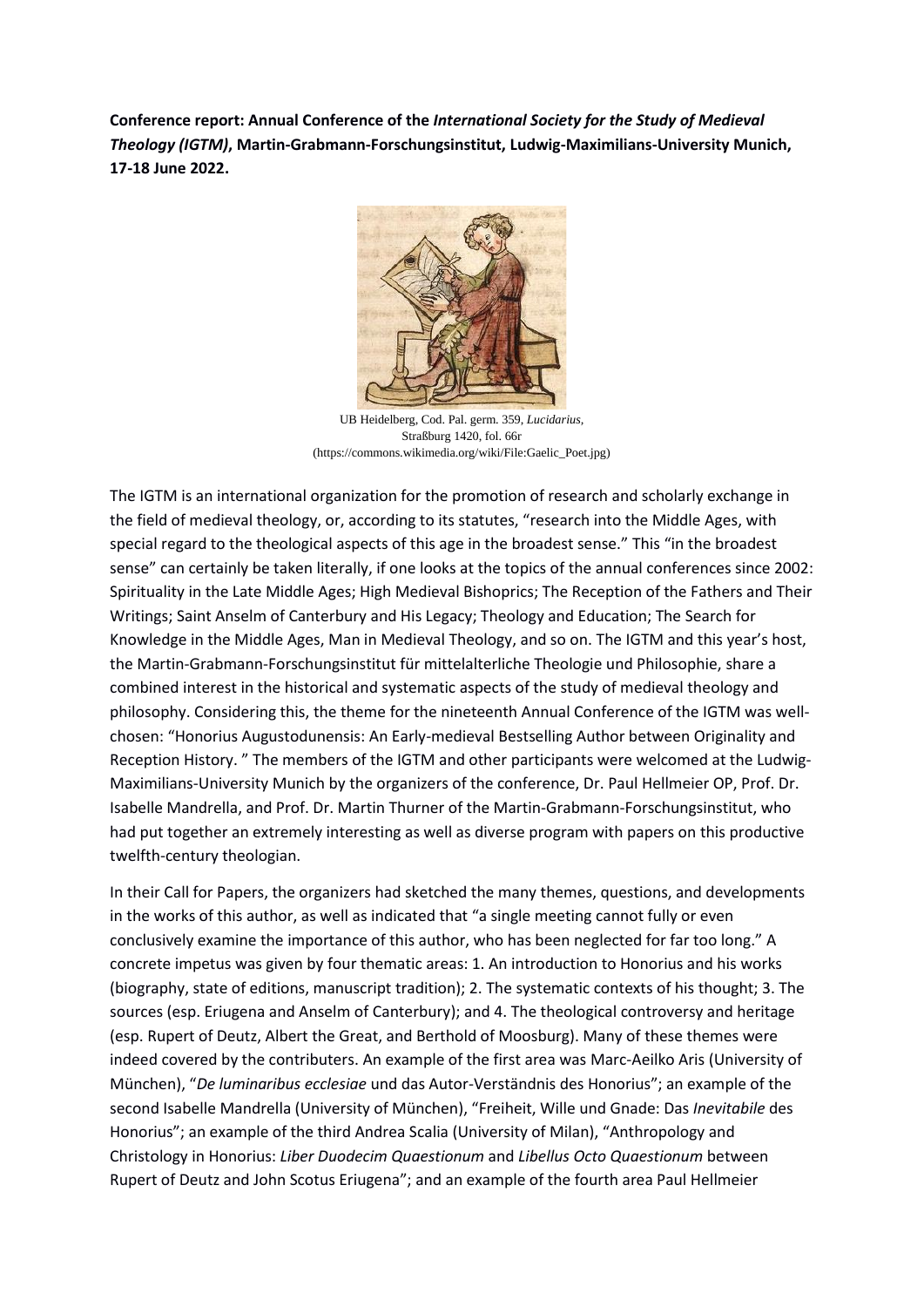**Conference report: Annual Conference of the *International Society for the Study of Medieval Theology (IGTM)*, Martin-Grabmann-Forschungsinstitut, Ludwig-Maximilians-University Munich, 17-18 June 2022.**

UB Heidelberg, Cod. Pal. germ. 359, *Lucidarius*, Straßburg 1420, fol. 66r (https://commons.wikimedia.org/wiki/File:Gaelic_Poet.jpg)

The IGTM is an international organization for the promotion of research and scholarly exchange in the field of medieval theology, or, according to its statutes, "research into the Middle Ages, with special regard to the theological aspects of this age in the broadest sense." This "in the broadest sense" can certainly be taken literally, if one looks at the topics of the annual conferences since 2002: Spirituality in the Late Middle Ages; High Medieval Bishoprics; The Reception of the Fathers and Their Writings; Saint Anselm of Canterbury and His Legacy; Theology and Education; The Search for Knowledge in the Middle Ages, Man in Medieval Theology, and so on. The IGTM and this year's host, the Martin-Grabmann-Forschungsinstitut für mittelalterliche Theologie und Philosophie, share a combined interest in the historical and systematic aspects of the study of medieval theology and philosophy. Considering this, the theme for the nineteenth Annual Conference of the IGTM was well-chosen: "Honorius Augustodunensis: An Early-medieval Bestselling Author between Originality and Reception History. " The members of the IGTM and other participants were welcomed at the Ludwig-Maximilians-University Munich by the organizers of the conference, Dr. Paul Hellmeier OP, Prof. Dr. Isabelle Mandrella, and Prof. Dr. Martin Thurner of the Martin-Grabmann-Forschungsinstitut, who had put together an extremely interesting as well as diverse program with papers on this productive twelfth-century theologian.

In their Call for Papers, the organizers had sketched the many themes, questions, and developments in the works of this author, as well as indicated that "a single meeting cannot fully or even conclusively examine the importance of this author, who has been neglected for far too long." A concrete impetus was given by four thematic areas: 1. An introduction to Honorius and his works (biography, state of editions, manuscript tradition); 2. The systematic contexts of his thought; 3. The sources (esp. Eriugena and Anselm of Canterbury); and 4. The theological controversy and heritage (esp. Rupert of Deutz, Albert the Great, and Berthold of Moosburg). Many of these themes were indeed covered by the contributers. An example of the first area was Marc-Aeilko Aris (University of München), "*De luminaribus ecclesiae* und das Autor-Verständnis des Honorius"; an example of the second Isabelle Mandrella (University of München), "Freiheit, Wille und Gnade: Das *Inevitabile* des Honorius"; an example of the third Andrea Scalia (University of Milan), "Anthropology and Christology in Honorius: *Liber Duodecim Quaestionum* and *Libellus Octo Quaestionum* between Rupert of Deutz and John Scotus Eriugena"; and an example of the fourth area Paul Hellmeier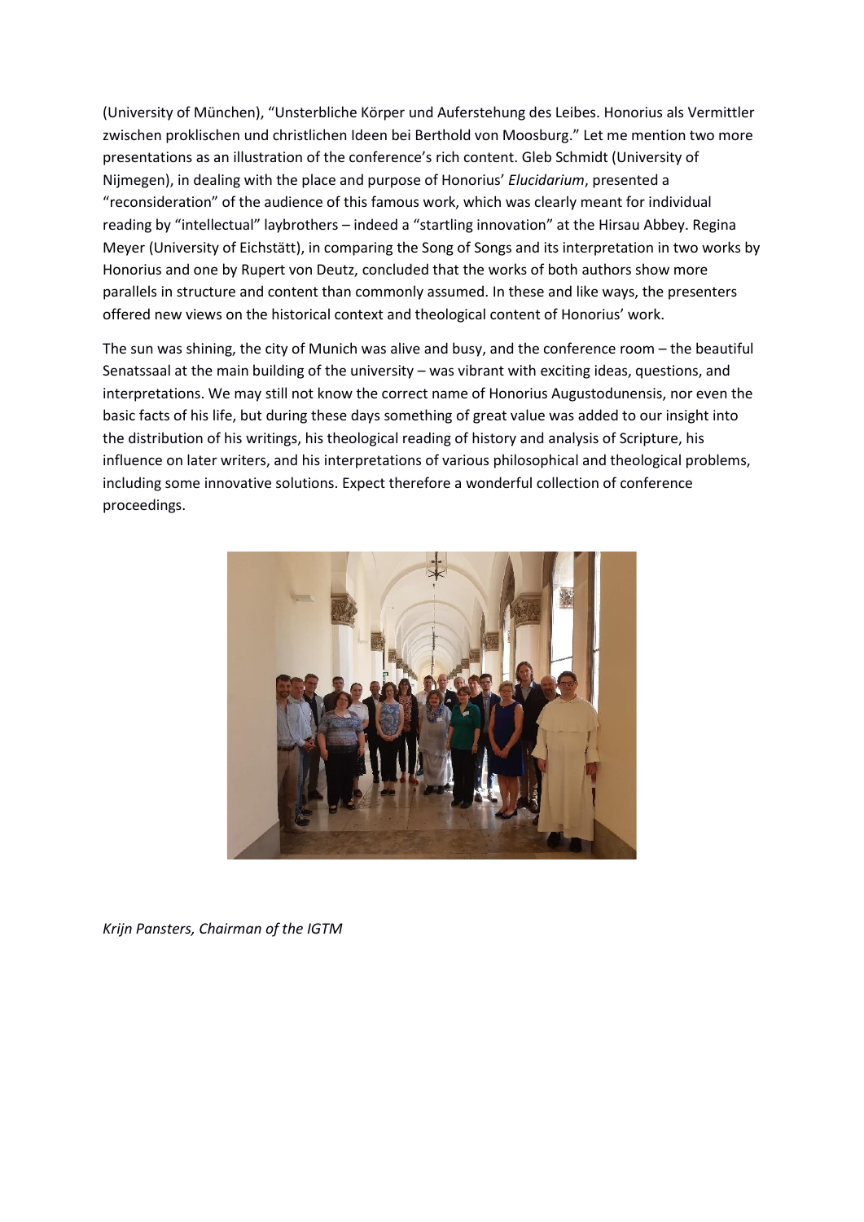(University of München), "Unsterbliche Körper und Auferstehung des Leibes. Honorius als Vermittler zwischen proklischen und christlichen Ideen bei Berthold von Moosburg." Let me mention two more presentations as an illustration of the conference's rich content. Gleb Schmidt (University of Nijmegen), in dealing with the place and purpose of Honorius' *Elucidarium*, presented a "reconsideration" of the audience of this famous work, which was clearly meant for individual reading by "intellectual" laybrothers – indeed a "startling innovation" at the Hirsau Abbey. Regina Meyer (University of Eichstätt), in comparing the Song of Songs and its interpretation in two works by Honorius and one by Rupert von Deutz, concluded that the works of both authors show more parallels in structure and content than commonly assumed. In these and like ways, the presenters offered new views on the historical context and theological content of Honorius' work.

The sun was shining, the city of Munich was alive and busy, and the conference room – the beautiful Senatssaal at the main building of the university – was vibrant with exciting ideas, questions, and interpretations. We may still not know the correct name of Honorius Augustodunensis, nor even the basic facts of his life, but during these days something of great value was added to our insight into the distribution of his writings, his theological reading of history and analysis of Scripture, his influence on later writers, and his interpretations of various philosophical and theological problems, including some innovative solutions. Expect therefore a wonderful collection of conference proceedings.

*Krijn Pansters, Chairman of the IGTM*